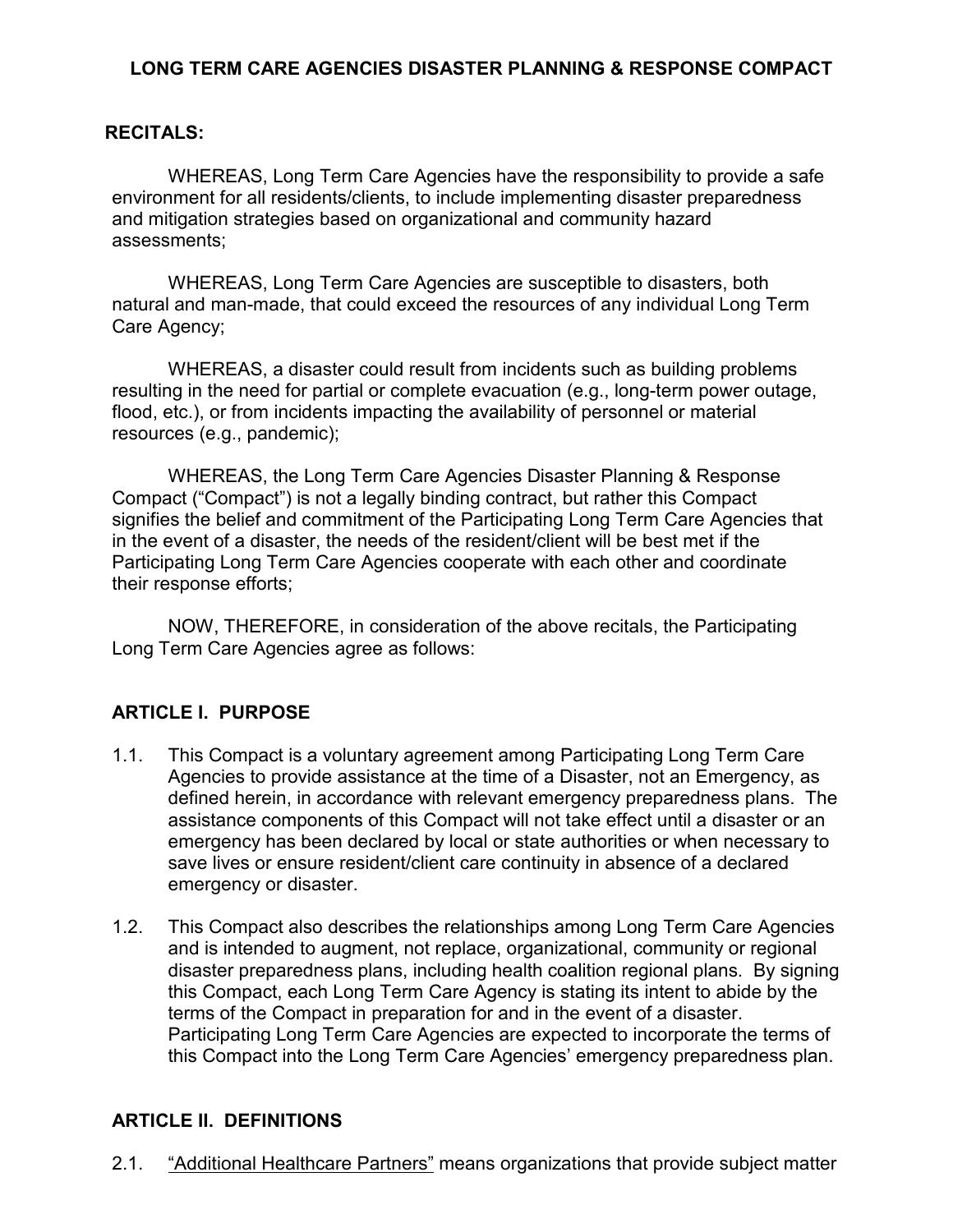# LONG TERM CARE AGENCIES DISASTER PLANNING & RESPONSE COMPACT

## RECITALS:

WHEREAS, Long Term Care Agencies have the responsibility to provide a safe environment for all residents/clients, to include implementing disaster preparedness and mitigation strategies based on organizational and community hazard assessments;

WHEREAS, Long Term Care Agencies are susceptible to disasters, both natural and man-made, that could exceed the resources of any individual Long Term Care Agency;

WHEREAS, a disaster could result from incidents such as building problems resulting in the need for partial or complete evacuation (e.g., long-term power outage, flood, etc.), or from incidents impacting the availability of personnel or material resources (e.g., pandemic);

WHEREAS, the Long Term Care Agencies Disaster Planning & Response Compact ("Compact") is not a legally binding contract, but rather this Compact signifies the belief and commitment of the Participating Long Term Care Agencies that in the event of a disaster, the needs of the resident/client will be best met if the Participating Long Term Care Agencies cooperate with each other and coordinate their response efforts;

NOW, THEREFORE, in consideration of the above recitals, the Participating Long Term Care Agencies agree as follows:

## ARTICLE I. PURPOSE

1.1. This Compact is a voluntary agreement among Participating Long Term Care Agencies to provide assistance at the time of a Disaster, not an Emergency, as defined herein, in accordance with relevant emergency preparedness plans. The assistance components of this Compact will not take effect until a disaster or an emergency has been declared by local or state authorities or when necessary to save lives or ensure resident/client care continuity in absence of a declared emergency or disaster.

1.2. This Compact also describes the relationships among Long Term Care Agencies and is intended to augment, not replace, organizational, community or regional disaster preparedness plans, including health coalition regional plans. By signing this Compact, each Long Term Care Agency is stating its intent to abide by the terms of the Compact in preparation for and in the event of a disaster. Participating Long Term Care Agencies are expected to incorporate the terms of this Compact into the Long Term Care Agencies' emergency preparedness plan.

## ARTICLE II. DEFINITIONS

2.1. "Additional Healthcare Partners" means organizations that provide subject matter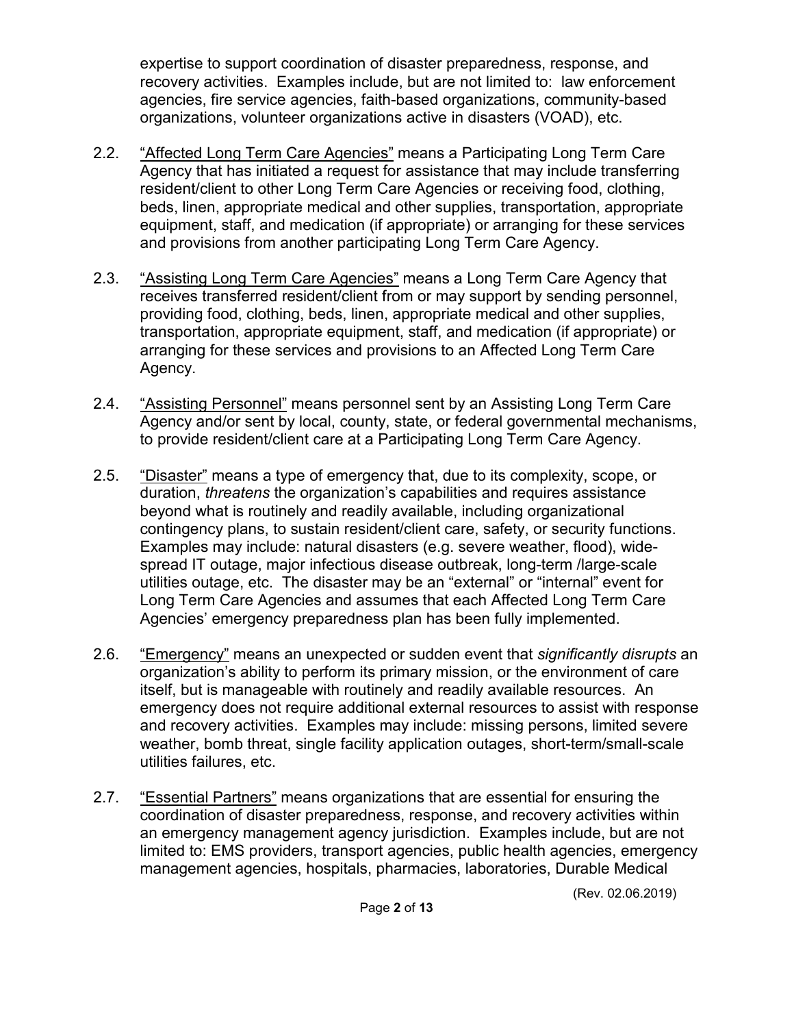expertise to support coordination of disaster preparedness, response, and recovery activities. Examples include, but are not limited to: law enforcement agencies, fire service agencies, faith-based organizations, community-based organizations, volunteer organizations active in disasters (VOAD), etc.

2.2. <u>"Affected Long Term Care Agencies"</u> means a Participating Long Term Care Agency that has initiated a request for assistance that may include transferring resident/client to other Long Term Care Agencies or receiving food, clothing, beds, linen, appropriate medical and other supplies, transportation, appropriate equipment, staff, and medication (if appropriate) or arranging for these services and provisions from another participating Long Term Care Agency.

2.3. <u>"Assisting Long Term Care Agencies"</u> means a Long Term Care Agency that receives transferred resident/client from or may support by sending personnel, providing food, clothing, beds, linen, appropriate medical and other supplies, transportation, appropriate equipment, staff, and medication (if appropriate) or arranging for these services and provisions to an Affected Long Term Care Agency.

2.4. <u>"Assisting Personnel"</u> means personnel sent by an Assisting Long Term Care Agency and/or sent by local, county, state, or federal governmental mechanisms, to provide resident/client care at a Participating Long Term Care Agency.

2.5. <u>"Disaster"</u> means a type of emergency that, due to its complexity, scope, or duration, *threatens* the organization's capabilities and requires assistance beyond what is routinely and readily available, including organizational contingency plans, to sustain resident/client care, safety, or security functions. Examples may include: natural disasters (e.g. severe weather, flood), wide-spread IT outage, major infectious disease outbreak, long-term /large-scale utilities outage, etc. The disaster may be an "external" or "internal" event for Long Term Care Agencies and assumes that each Affected Long Term Care Agencies' emergency preparedness plan has been fully implemented.

2.6. <u>"Emergency"</u> means an unexpected or sudden event that *significantly disrupts* an organization's ability to perform its primary mission, or the environment of care itself, but is manageable with routinely and readily available resources. An emergency does not require additional external resources to assist with response and recovery activities. Examples may include: missing persons, limited severe weather, bomb threat, single facility application outages, short-term/small-scale utilities failures, etc.

2.7. <u>"Essential Partners"</u> means organizations that are essential for ensuring the coordination of disaster preparedness, response, and recovery activities within an emergency management agency jurisdiction. Examples include, but are not limited to: EMS providers, transport agencies, public health agencies, emergency management agencies, hospitals, pharmacies, laboratories, Durable Medical

(Rev. 02.06.2019)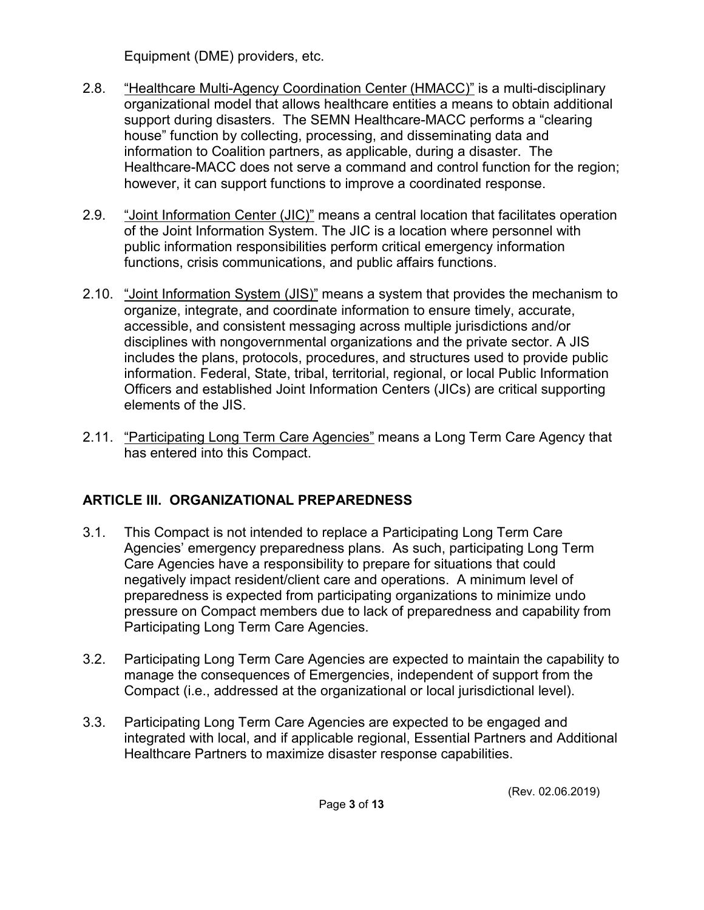Equipment (DME) providers, etc.

2.8. <u>"Healthcare Multi-Agency Coordination Center (HMACC)"</u> is a multi-disciplinary organizational model that allows healthcare entities a means to obtain additional support during disasters. The SEMN Healthcare-MACC performs a "clearing house" function by collecting, processing, and disseminating data and information to Coalition partners, as applicable, during a disaster. The Healthcare-MACC does not serve a command and control function for the region; however, it can support functions to improve a coordinated response.

2.9. <u>"Joint Information Center (JIC)"</u> means a central location that facilitates operation of the Joint Information System. The JIC is a location where personnel with public information responsibilities perform critical emergency information functions, crisis communications, and public affairs functions.

2.10. <u>"Joint Information System (JIS)"</u> means a system that provides the mechanism to organize, integrate, and coordinate information to ensure timely, accurate, accessible, and consistent messaging across multiple jurisdictions and/or disciplines with nongovernmental organizations and the private sector. A JIS includes the plans, protocols, procedures, and structures used to provide public information. Federal, State, tribal, territorial, regional, or local Public Information Officers and established Joint Information Centers (JICs) are critical supporting elements of the JIS.

2.11. <u>"Participating Long Term Care Agencies"</u> means a Long Term Care Agency that has entered into this Compact.

## ARTICLE III. ORGANIZATIONAL PREPAREDNESS

3.1. This Compact is not intended to replace a Participating Long Term Care Agencies' emergency preparedness plans. As such, participating Long Term Care Agencies have a responsibility to prepare for situations that could negatively impact resident/client care and operations. A minimum level of preparedness is expected from participating organizations to minimize undo pressure on Compact members due to lack of preparedness and capability from Participating Long Term Care Agencies.

3.2. Participating Long Term Care Agencies are expected to maintain the capability to manage the consequences of Emergencies, independent of support from the Compact (i.e., addressed at the organizational or local jurisdictional level).

3.3. Participating Long Term Care Agencies are expected to be engaged and integrated with local, and if applicable regional, Essential Partners and Additional Healthcare Partners to maximize disaster response capabilities.

(Rev. 02.06.2019)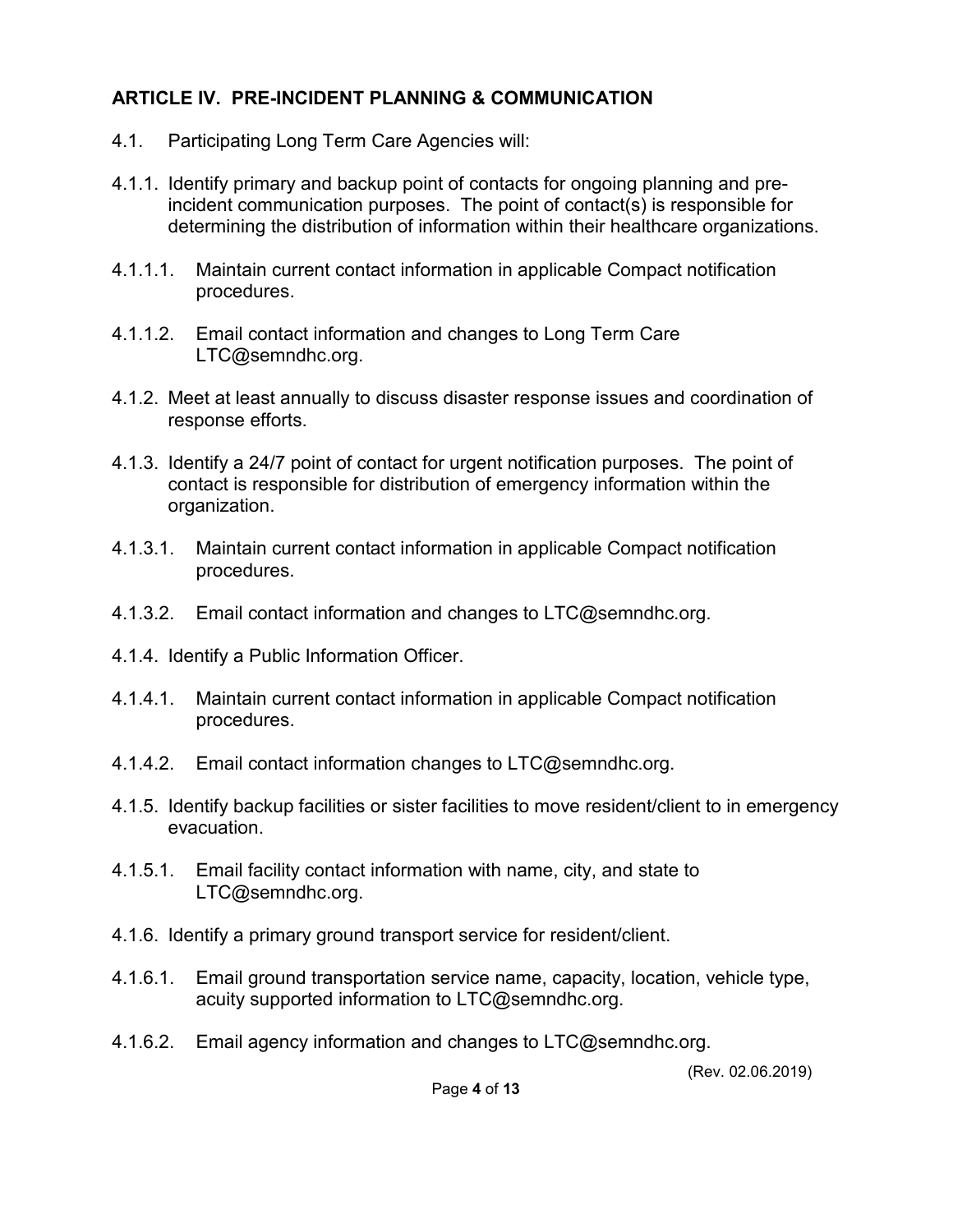## ARTICLE IV. PRE-INCIDENT PLANNING & COMMUNICATION

4.1. Participating Long Term Care Agencies will:

4.1.1. Identify primary and backup point of contacts for ongoing planning and pre-incident communication purposes. The point of contact(s) is responsible for determining the distribution of information within their healthcare organizations.

4.1.1.1. Maintain current contact information in applicable Compact notification procedures.

4.1.1.2. Email contact information and changes to Long Term Care LTC@semndhc.org.

4.1.2. Meet at least annually to discuss disaster response issues and coordination of response efforts.

4.1.3. Identify a 24/7 point of contact for urgent notification purposes. The point of contact is responsible for distribution of emergency information within the organization.

4.1.3.1. Maintain current contact information in applicable Compact notification procedures.

4.1.3.2. Email contact information and changes to LTC@semndhc.org.

4.1.4. Identify a Public Information Officer.

4.1.4.1. Maintain current contact information in applicable Compact notification procedures.

4.1.4.2. Email contact information changes to LTC@semndhc.org.

4.1.5. Identify backup facilities or sister facilities to move resident/client to in emergency evacuation.

4.1.5.1. Email facility contact information with name, city, and state to LTC@semndhc.org.

4.1.6. Identify a primary ground transport service for resident/client.

4.1.6.1. Email ground transportation service name, capacity, location, vehicle type, acuity supported information to LTC@semndhc.org.

4.1.6.2. Email agency information and changes to LTC@semndhc.org.

(Rev. 02.06.2019)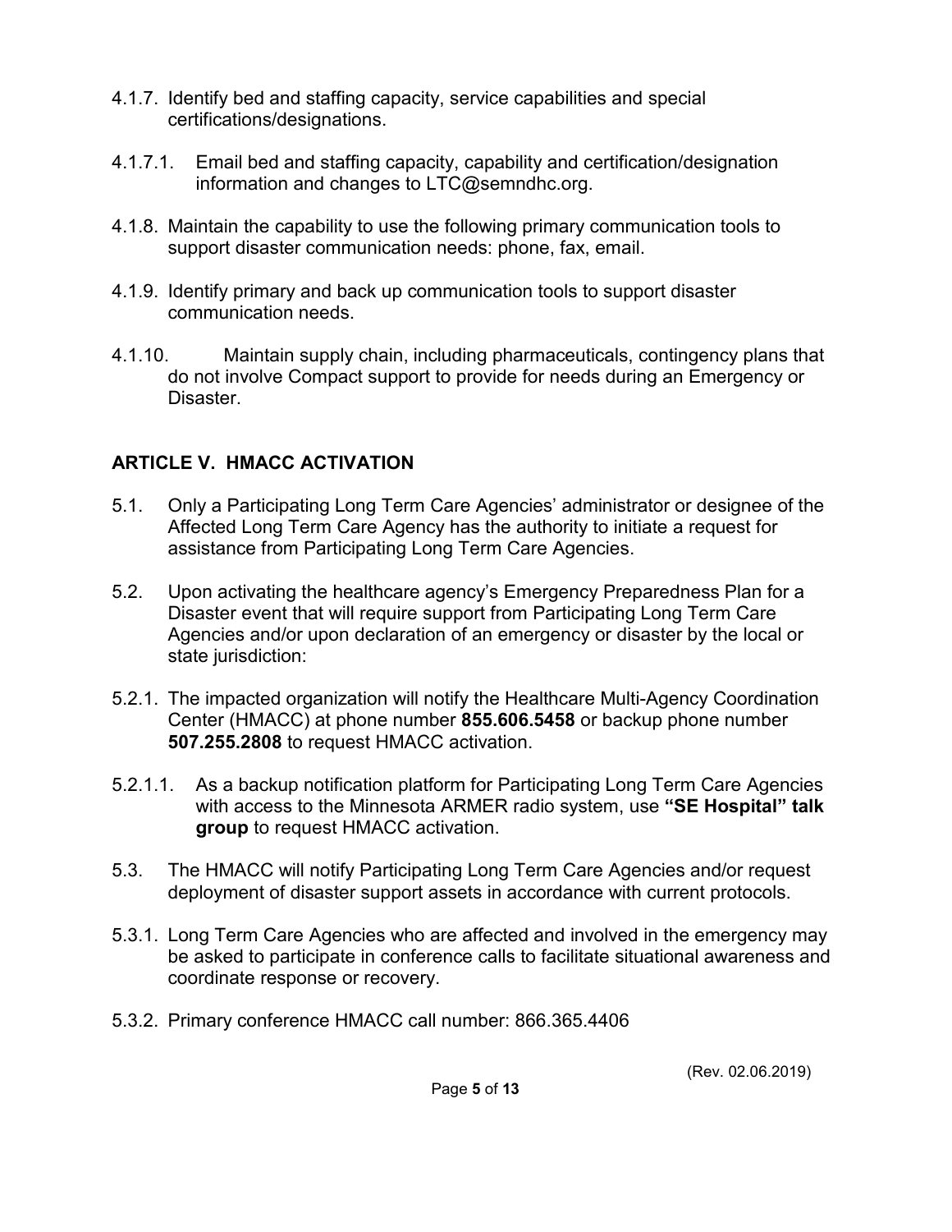4.1.7. Identify bed and staffing capacity, service capabilities and special certifications/designations.

4.1.7.1. Email bed and staffing capacity, capability and certification/designation information and changes to LTC@semndhc.org.

4.1.8. Maintain the capability to use the following primary communication tools to support disaster communication needs: phone, fax, email.

4.1.9. Identify primary and back up communication tools to support disaster communication needs.

4.1.10. Maintain supply chain, including pharmaceuticals, contingency plans that do not involve Compact support to provide for needs during an Emergency or Disaster.

## ARTICLE V. HMACC ACTIVATION

5.1. Only a Participating Long Term Care Agencies' administrator or designee of the Affected Long Term Care Agency has the authority to initiate a request for assistance from Participating Long Term Care Agencies.

5.2. Upon activating the healthcare agency's Emergency Preparedness Plan for a Disaster event that will require support from Participating Long Term Care Agencies and/or upon declaration of an emergency or disaster by the local or state jurisdiction:

5.2.1. The impacted organization will notify the Healthcare Multi-Agency Coordination Center (HMACC) at phone number **855.606.5458** or backup phone number **507.255.2808** to request HMACC activation.

5.2.1.1. As a backup notification platform for Participating Long Term Care Agencies with access to the Minnesota ARMER radio system, use **"SE Hospital" talk group** to request HMACC activation.

5.3. The HMACC will notify Participating Long Term Care Agencies and/or request deployment of disaster support assets in accordance with current protocols.

5.3.1. Long Term Care Agencies who are affected and involved in the emergency may be asked to participate in conference calls to facilitate situational awareness and coordinate response or recovery.

5.3.2. Primary conference HMACC call number: 866.365.4406

(Rev. 02.06.2019)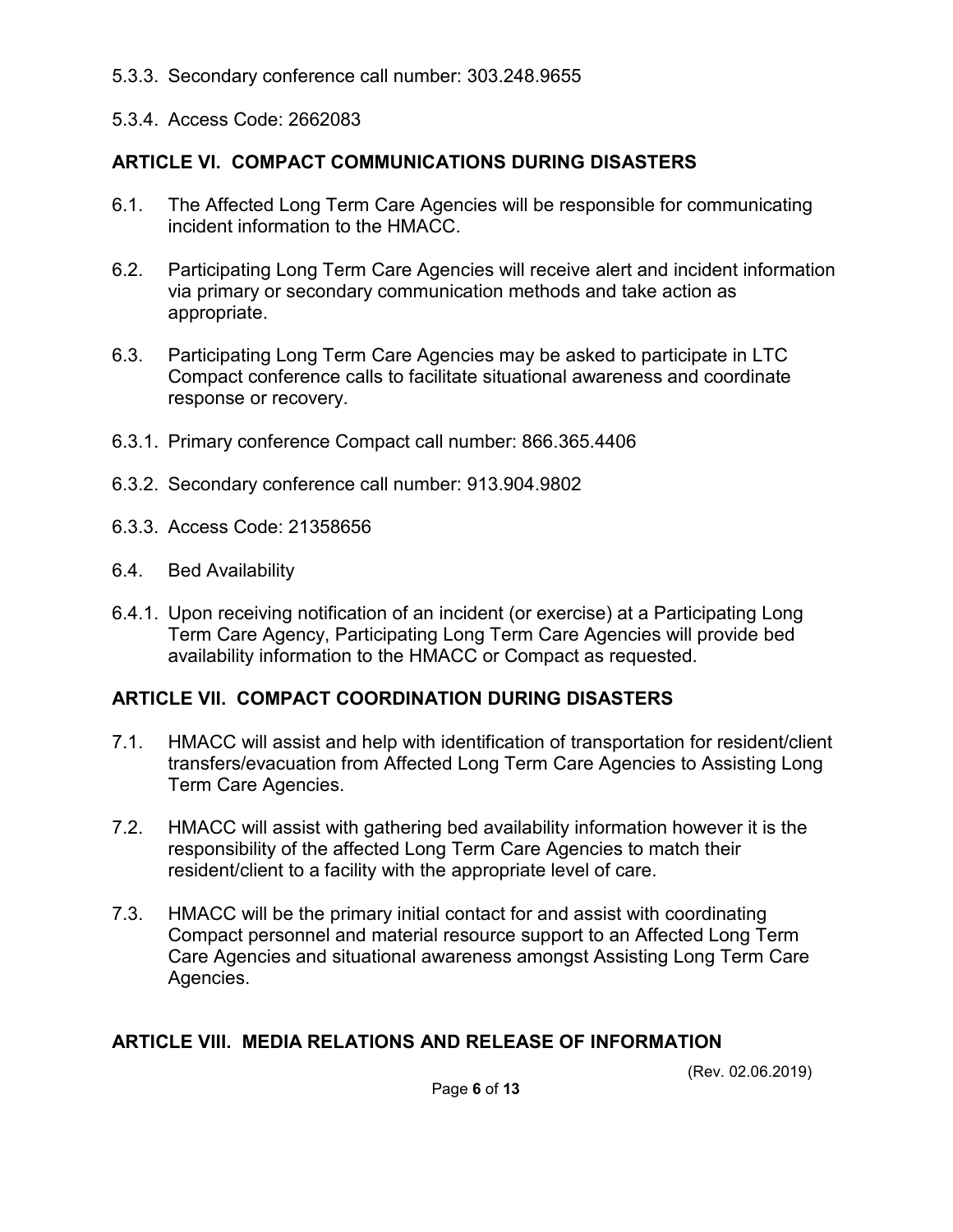5.3.3. Secondary conference call number: 303.248.9655

5.3.4. Access Code: 2662083

## ARTICLE VI. COMPACT COMMUNICATIONS DURING DISASTERS

6.1. The Affected Long Term Care Agencies will be responsible for communicating incident information to the HMACC.

6.2. Participating Long Term Care Agencies will receive alert and incident information via primary or secondary communication methods and take action as appropriate.

6.3. Participating Long Term Care Agencies may be asked to participate in LTC Compact conference calls to facilitate situational awareness and coordinate response or recovery.

6.3.1. Primary conference Compact call number: 866.365.4406

6.3.2. Secondary conference call number: 913.904.9802

6.3.3. Access Code: 21358656

6.4. Bed Availability

6.4.1. Upon receiving notification of an incident (or exercise) at a Participating Long Term Care Agency, Participating Long Term Care Agencies will provide bed availability information to the HMACC or Compact as requested.

## ARTICLE VII. COMPACT COORDINATION DURING DISASTERS

7.1. HMACC will assist and help with identification of transportation for resident/client transfers/evacuation from Affected Long Term Care Agencies to Assisting Long Term Care Agencies.

7.2. HMACC will assist with gathering bed availability information however it is the responsibility of the affected Long Term Care Agencies to match their resident/client to a facility with the appropriate level of care.

7.3. HMACC will be the primary initial contact for and assist with coordinating Compact personnel and material resource support to an Affected Long Term Care Agencies and situational awareness amongst Assisting Long Term Care Agencies.

## ARTICLE VIII. MEDIA RELATIONS AND RELEASE OF INFORMATION

(Rev. 02.06.2019)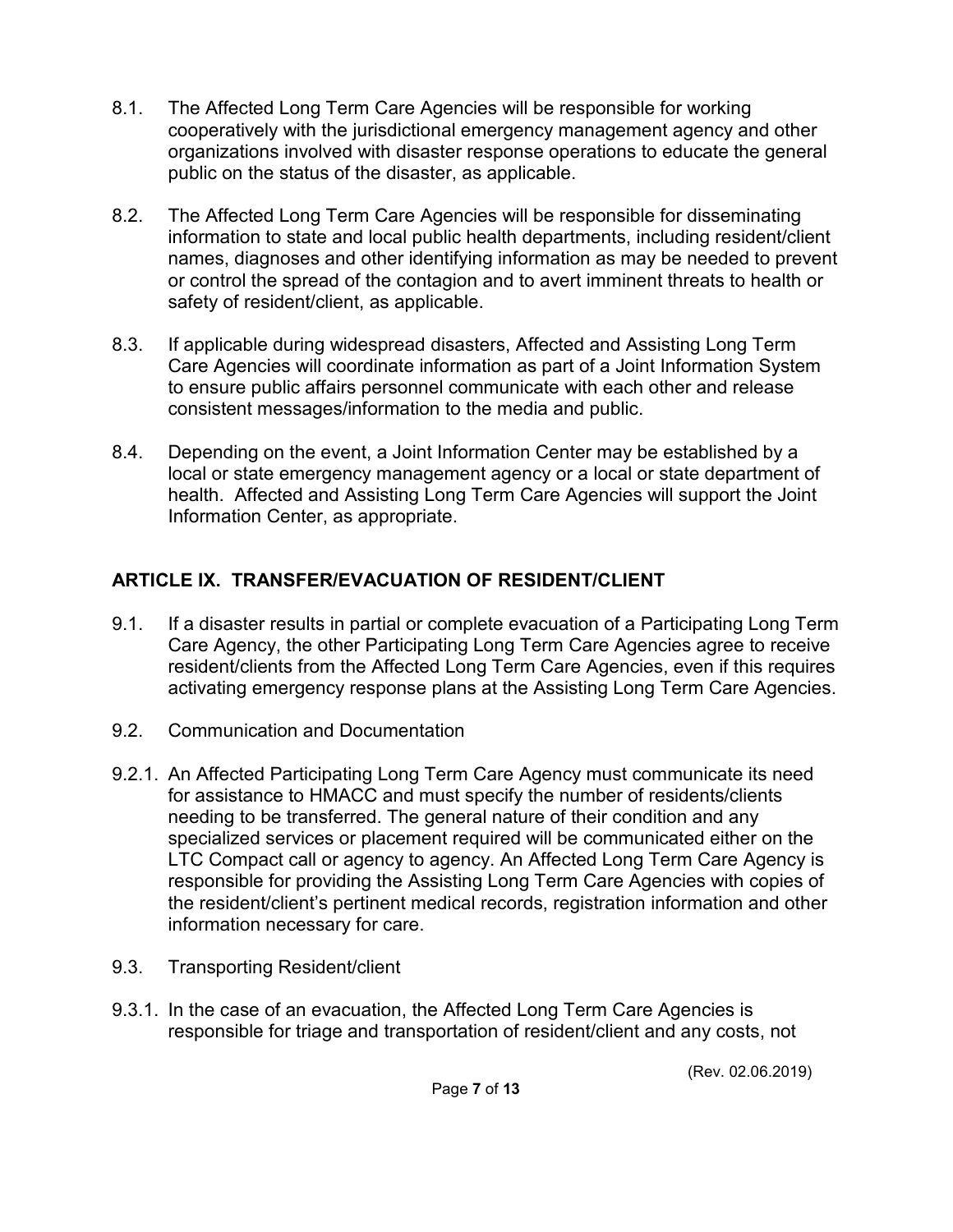8.1. The Affected Long Term Care Agencies will be responsible for working cooperatively with the jurisdictional emergency management agency and other organizations involved with disaster response operations to educate the general public on the status of the disaster, as applicable.

8.2. The Affected Long Term Care Agencies will be responsible for disseminating information to state and local public health departments, including resident/client names, diagnoses and other identifying information as may be needed to prevent or control the spread of the contagion and to avert imminent threats to health or safety of resident/client, as applicable.

8.3. If applicable during widespread disasters, Affected and Assisting Long Term Care Agencies will coordinate information as part of a Joint Information System to ensure public affairs personnel communicate with each other and release consistent messages/information to the media and public.

8.4. Depending on the event, a Joint Information Center may be established by a local or state emergency management agency or a local or state department of health. Affected and Assisting Long Term Care Agencies will support the Joint Information Center, as appropriate.

## ARTICLE IX. TRANSFER/EVACUATION OF RESIDENT/CLIENT

9.1. If a disaster results in partial or complete evacuation of a Participating Long Term Care Agency, the other Participating Long Term Care Agencies agree to receive resident/clients from the Affected Long Term Care Agencies, even if this requires activating emergency response plans at the Assisting Long Term Care Agencies.

9.2. Communication and Documentation

9.2.1. An Affected Participating Long Term Care Agency must communicate its need for assistance to HMACC and must specify the number of residents/clients needing to be transferred. The general nature of their condition and any specialized services or placement required will be communicated either on the LTC Compact call or agency to agency. An Affected Long Term Care Agency is responsible for providing the Assisting Long Term Care Agencies with copies of the resident/client's pertinent medical records, registration information and other information necessary for care.

9.3. Transporting Resident/client

9.3.1. In the case of an evacuation, the Affected Long Term Care Agencies is responsible for triage and transportation of resident/client and any costs, not

(Rev. 02.06.2019)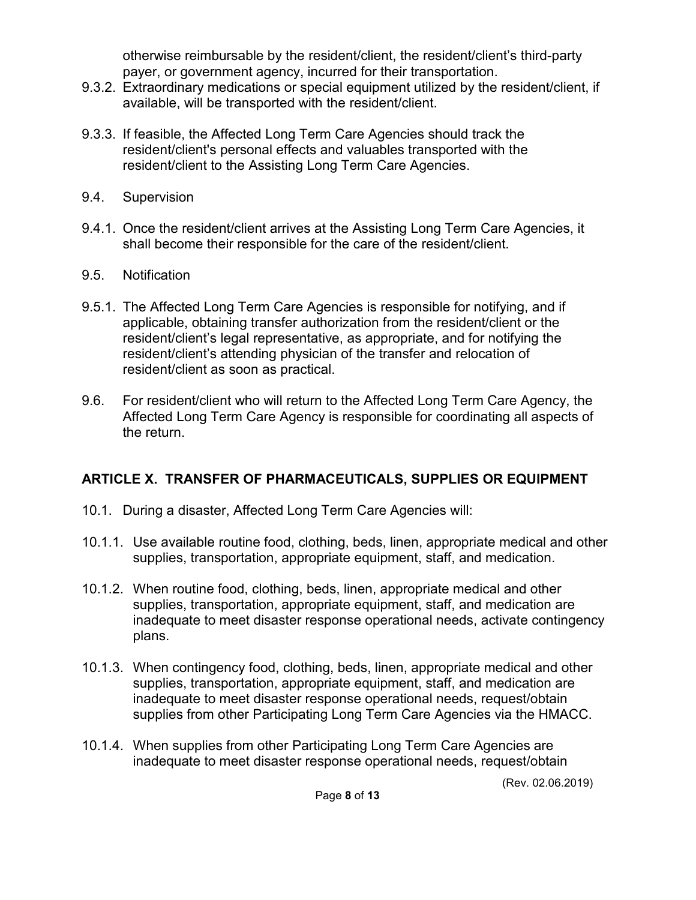otherwise reimbursable by the resident/client, the resident/client's third-party payer, or government agency, incurred for their transportation.

9.3.2. Extraordinary medications or special equipment utilized by the resident/client, if available, will be transported with the resident/client.

9.3.3. If feasible, the Affected Long Term Care Agencies should track the resident/client's personal effects and valuables transported with the resident/client to the Assisting Long Term Care Agencies.

9.4. Supervision

9.4.1. Once the resident/client arrives at the Assisting Long Term Care Agencies, it shall become their responsible for the care of the resident/client.

9.5. Notification

9.5.1. The Affected Long Term Care Agencies is responsible for notifying, and if applicable, obtaining transfer authorization from the resident/client or the resident/client's legal representative, as appropriate, and for notifying the resident/client's attending physician of the transfer and relocation of resident/client as soon as practical.

9.6. For resident/client who will return to the Affected Long Term Care Agency, the Affected Long Term Care Agency is responsible for coordinating all aspects of the return.

## ARTICLE X. TRANSFER OF PHARMACEUTICALS, SUPPLIES OR EQUIPMENT

10.1. During a disaster, Affected Long Term Care Agencies will:

10.1.1. Use available routine food, clothing, beds, linen, appropriate medical and other supplies, transportation, appropriate equipment, staff, and medication.

10.1.2. When routine food, clothing, beds, linen, appropriate medical and other supplies, transportation, appropriate equipment, staff, and medication are inadequate to meet disaster response operational needs, activate contingency plans.

10.1.3. When contingency food, clothing, beds, linen, appropriate medical and other supplies, transportation, appropriate equipment, staff, and medication are inadequate to meet disaster response operational needs, request/obtain supplies from other Participating Long Term Care Agencies via the HMACC.

10.1.4. When supplies from other Participating Long Term Care Agencies are inadequate to meet disaster response operational needs, request/obtain

(Rev. 02.06.2019)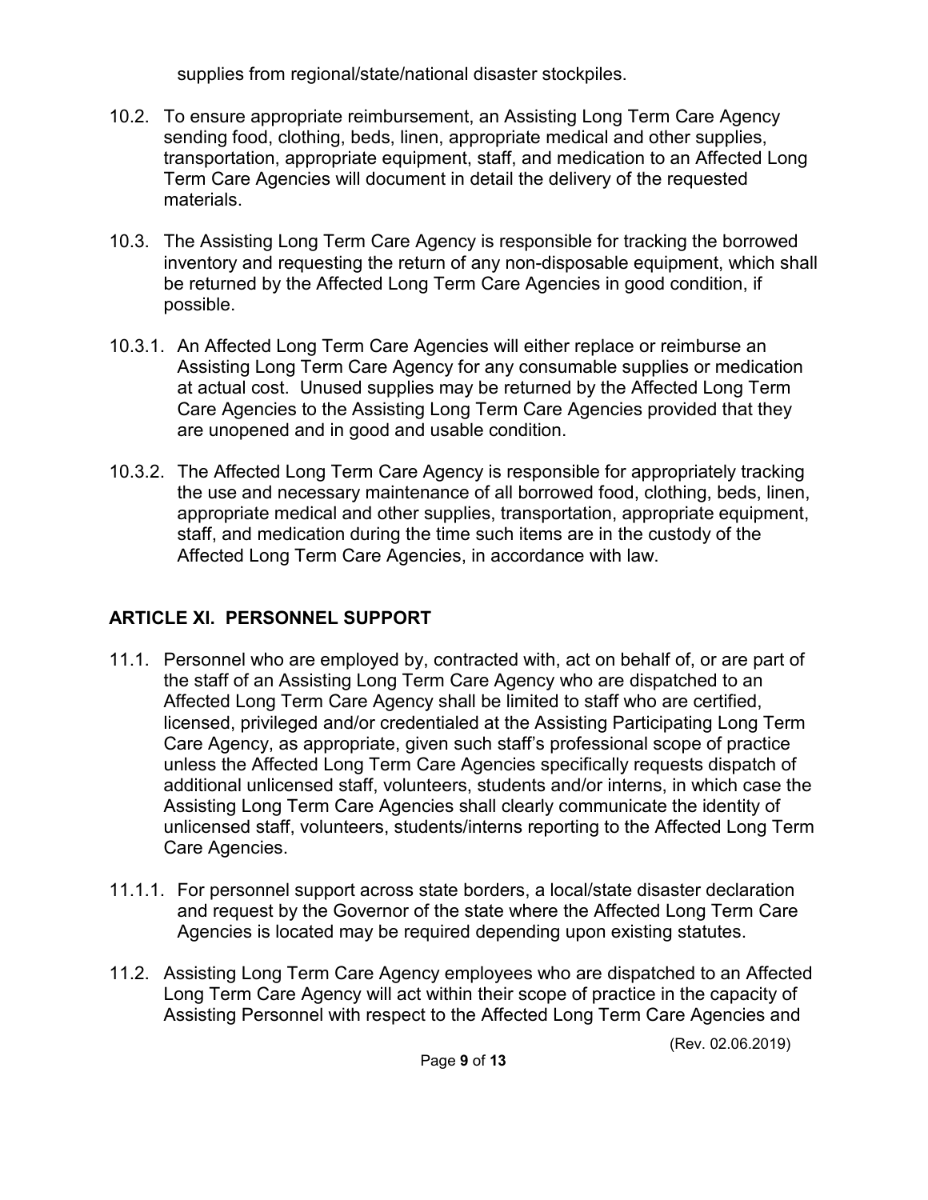supplies from regional/state/national disaster stockpiles.

10.2. To ensure appropriate reimbursement, an Assisting Long Term Care Agency sending food, clothing, beds, linen, appropriate medical and other supplies, transportation, appropriate equipment, staff, and medication to an Affected Long Term Care Agencies will document in detail the delivery of the requested materials.

10.3. The Assisting Long Term Care Agency is responsible for tracking the borrowed inventory and requesting the return of any non-disposable equipment, which shall be returned by the Affected Long Term Care Agencies in good condition, if possible.

10.3.1. An Affected Long Term Care Agencies will either replace or reimburse an Assisting Long Term Care Agency for any consumable supplies or medication at actual cost. Unused supplies may be returned by the Affected Long Term Care Agencies to the Assisting Long Term Care Agencies provided that they are unopened and in good and usable condition.

10.3.2. The Affected Long Term Care Agency is responsible for appropriately tracking the use and necessary maintenance of all borrowed food, clothing, beds, linen, appropriate medical and other supplies, transportation, appropriate equipment, staff, and medication during the time such items are in the custody of the Affected Long Term Care Agencies, in accordance with law.

## ARTICLE XI. PERSONNEL SUPPORT

11.1. Personnel who are employed by, contracted with, act on behalf of, or are part of the staff of an Assisting Long Term Care Agency who are dispatched to an Affected Long Term Care Agency shall be limited to staff who are certified, licensed, privileged and/or credentialed at the Assisting Participating Long Term Care Agency, as appropriate, given such staff's professional scope of practice unless the Affected Long Term Care Agencies specifically requests dispatch of additional unlicensed staff, volunteers, students and/or interns, in which case the Assisting Long Term Care Agencies shall clearly communicate the identity of unlicensed staff, volunteers, students/interns reporting to the Affected Long Term Care Agencies.

11.1.1. For personnel support across state borders, a local/state disaster declaration and request by the Governor of the state where the Affected Long Term Care Agencies is located may be required depending upon existing statutes.

11.2. Assisting Long Term Care Agency employees who are dispatched to an Affected Long Term Care Agency will act within their scope of practice in the capacity of Assisting Personnel with respect to the Affected Long Term Care Agencies and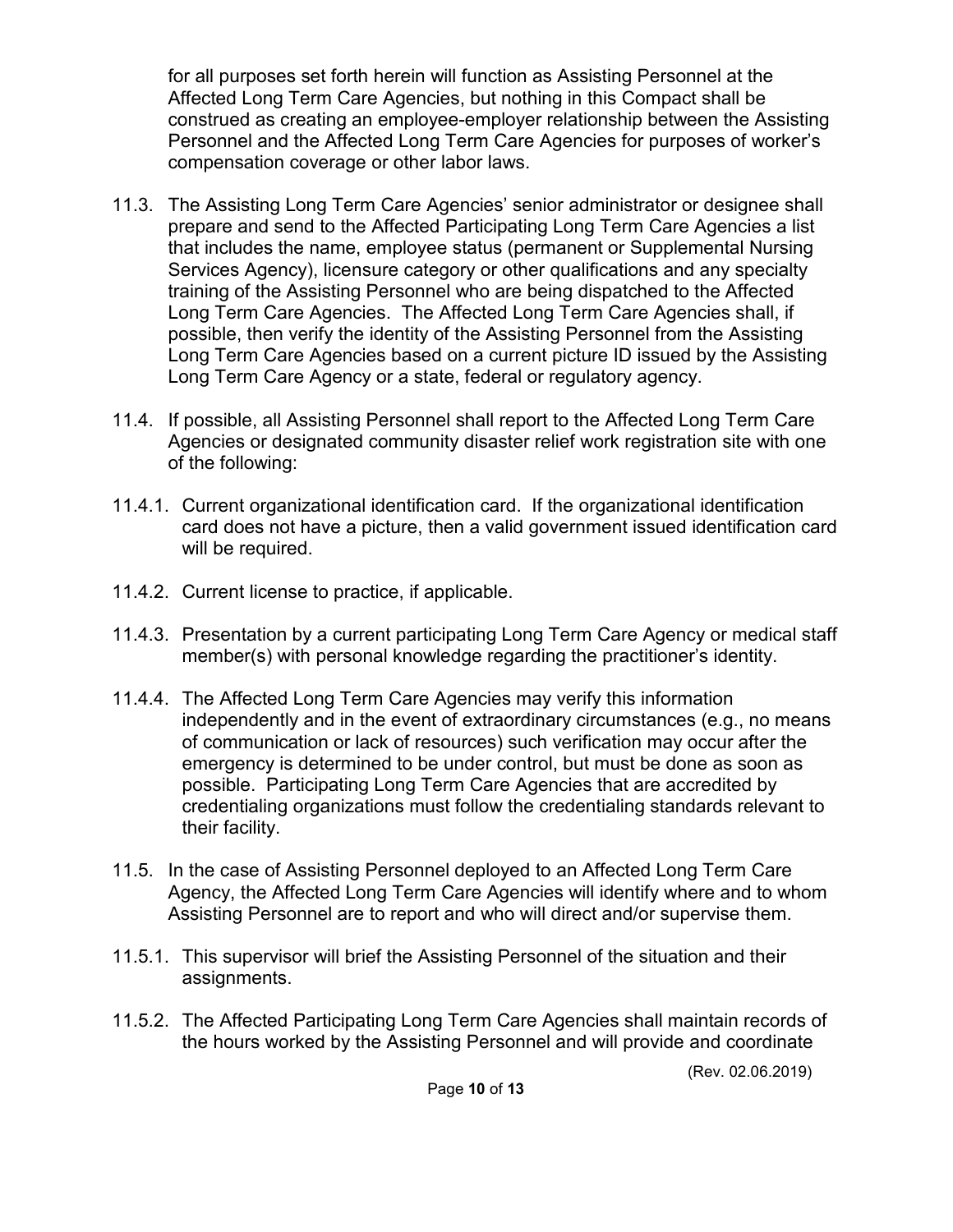for all purposes set forth herein will function as Assisting Personnel at the Affected Long Term Care Agencies, but nothing in this Compact shall be construed as creating an employee-employer relationship between the Assisting Personnel and the Affected Long Term Care Agencies for purposes of worker's compensation coverage or other labor laws.

11.3. The Assisting Long Term Care Agencies' senior administrator or designee shall prepare and send to the Affected Participating Long Term Care Agencies a list that includes the name, employee status (permanent or Supplemental Nursing Services Agency), licensure category or other qualifications and any specialty training of the Assisting Personnel who are being dispatched to the Affected Long Term Care Agencies. The Affected Long Term Care Agencies shall, if possible, then verify the identity of the Assisting Personnel from the Assisting Long Term Care Agencies based on a current picture ID issued by the Assisting Long Term Care Agency or a state, federal or regulatory agency.

11.4. If possible, all Assisting Personnel shall report to the Affected Long Term Care Agencies or designated community disaster relief work registration site with one of the following:

11.4.1. Current organizational identification card. If the organizational identification card does not have a picture, then a valid government issued identification card will be required.

11.4.2. Current license to practice, if applicable.

11.4.3. Presentation by a current participating Long Term Care Agency or medical staff member(s) with personal knowledge regarding the practitioner's identity.

11.4.4. The Affected Long Term Care Agencies may verify this information independently and in the event of extraordinary circumstances (e.g., no means of communication or lack of resources) such verification may occur after the emergency is determined to be under control, but must be done as soon as possible. Participating Long Term Care Agencies that are accredited by credentialing organizations must follow the credentialing standards relevant to their facility.

11.5. In the case of Assisting Personnel deployed to an Affected Long Term Care Agency, the Affected Long Term Care Agencies will identify where and to whom Assisting Personnel are to report and who will direct and/or supervise them.

11.5.1. This supervisor will brief the Assisting Personnel of the situation and their assignments.

11.5.2. The Affected Participating Long Term Care Agencies shall maintain records of the hours worked by the Assisting Personnel and will provide and coordinate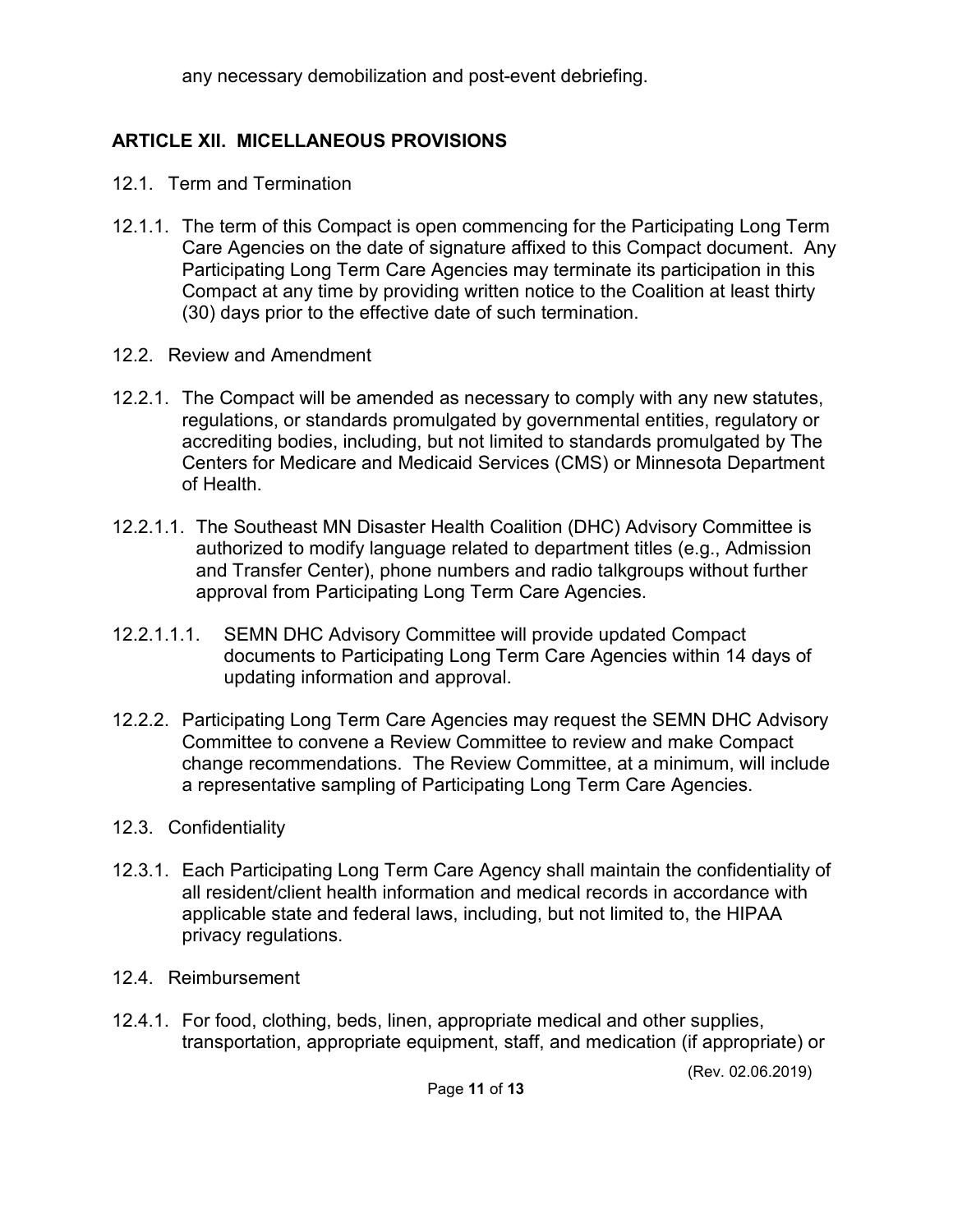any necessary demobilization and post-event debriefing.

## ARTICLE XII. MICELLANEOUS PROVISIONS

12.1. Term and Termination

12.1.1. The term of this Compact is open commencing for the Participating Long Term Care Agencies on the date of signature affixed to this Compact document. Any Participating Long Term Care Agencies may terminate its participation in this Compact at any time by providing written notice to the Coalition at least thirty (30) days prior to the effective date of such termination.

12.2. Review and Amendment

12.2.1. The Compact will be amended as necessary to comply with any new statutes, regulations, or standards promulgated by governmental entities, regulatory or accrediting bodies, including, but not limited to standards promulgated by The Centers for Medicare and Medicaid Services (CMS) or Minnesota Department of Health.

12.2.1.1. The Southeast MN Disaster Health Coalition (DHC) Advisory Committee is authorized to modify language related to department titles (e.g., Admission and Transfer Center), phone numbers and radio talkgroups without further approval from Participating Long Term Care Agencies.

12.2.1.1.1. SEMN DHC Advisory Committee will provide updated Compact documents to Participating Long Term Care Agencies within 14 days of updating information and approval.

12.2.2. Participating Long Term Care Agencies may request the SEMN DHC Advisory Committee to convene a Review Committee to review and make Compact change recommendations. The Review Committee, at a minimum, will include a representative sampling of Participating Long Term Care Agencies.

12.3. Confidentiality

12.3.1. Each Participating Long Term Care Agency shall maintain the confidentiality of all resident/client health information and medical records in accordance with applicable state and federal laws, including, but not limited to, the HIPAA privacy regulations.

12.4. Reimbursement

12.4.1. For food, clothing, beds, linen, appropriate medical and other supplies, transportation, appropriate equipment, staff, and medication (if appropriate) or

(Rev. 02.06.2019)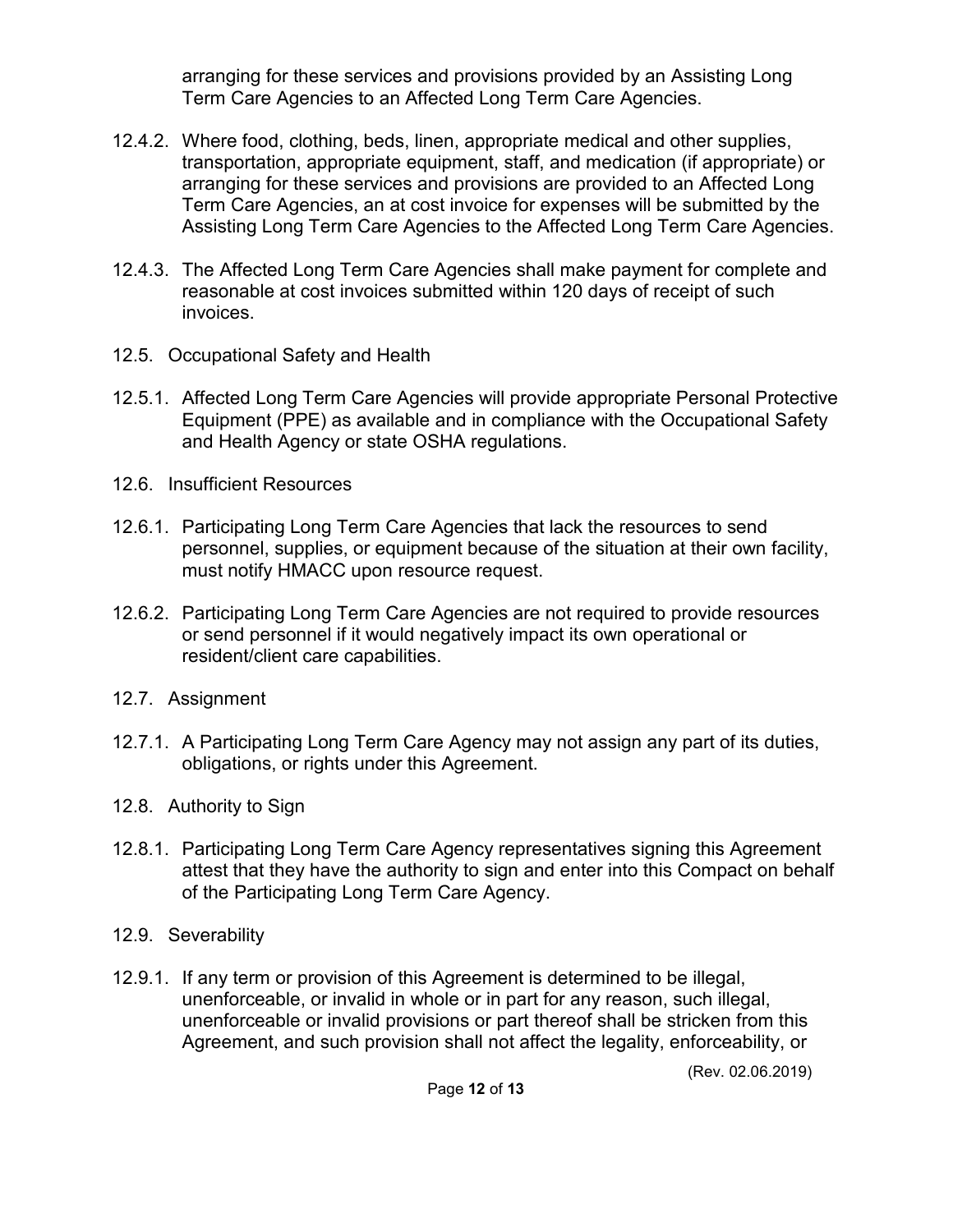arranging for these services and provisions provided by an Assisting Long Term Care Agencies to an Affected Long Term Care Agencies.

12.4.2. Where food, clothing, beds, linen, appropriate medical and other supplies, transportation, appropriate equipment, staff, and medication (if appropriate) or arranging for these services and provisions are provided to an Affected Long Term Care Agencies, an at cost invoice for expenses will be submitted by the Assisting Long Term Care Agencies to the Affected Long Term Care Agencies.

12.4.3. The Affected Long Term Care Agencies shall make payment for complete and reasonable at cost invoices submitted within 120 days of receipt of such invoices.

12.5. Occupational Safety and Health

12.5.1. Affected Long Term Care Agencies will provide appropriate Personal Protective Equipment (PPE) as available and in compliance with the Occupational Safety and Health Agency or state OSHA regulations.

12.6. Insufficient Resources

12.6.1. Participating Long Term Care Agencies that lack the resources to send personnel, supplies, or equipment because of the situation at their own facility, must notify HMACC upon resource request.

12.6.2. Participating Long Term Care Agencies are not required to provide resources or send personnel if it would negatively impact its own operational or resident/client care capabilities.

12.7. Assignment

12.7.1. A Participating Long Term Care Agency may not assign any part of its duties, obligations, or rights under this Agreement.

12.8. Authority to Sign

12.8.1. Participating Long Term Care Agency representatives signing this Agreement attest that they have the authority to sign and enter into this Compact on behalf of the Participating Long Term Care Agency.

12.9. Severability

12.9.1. If any term or provision of this Agreement is determined to be illegal, unenforceable, or invalid in whole or in part for any reason, such illegal, unenforceable or invalid provisions or part thereof shall be stricken from this Agreement, and such provision shall not affect the legality, enforceability, or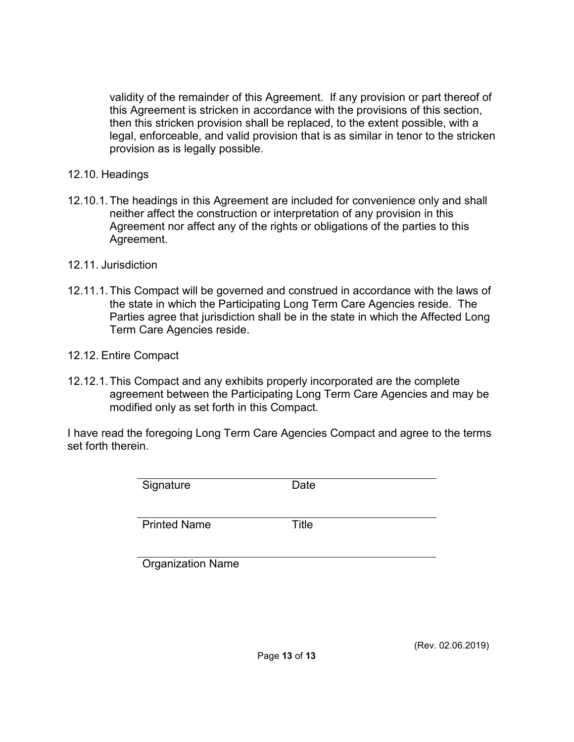validity of the remainder of this Agreement. If any provision or part thereof of this Agreement is stricken in accordance with the provisions of this section, then this stricken provision shall be replaced, to the extent possible, with a legal, enforceable, and valid provision that is as similar in tenor to the stricken provision as is legally possible.

12.10. Headings

12.10.1. The headings in this Agreement are included for convenience only and shall neither affect the construction or interpretation of any provision in this Agreement nor affect any of the rights or obligations of the parties to this Agreement.

12.11. Jurisdiction

12.11.1. This Compact will be governed and construed in accordance with the laws of the state in which the Participating Long Term Care Agencies reside. The Parties agree that jurisdiction shall be in the state in which the Affected Long Term Care Agencies reside.

12.12. Entire Compact

12.12.1. This Compact and any exhibits properly incorporated are the complete agreement between the Participating Long Term Care Agencies and may be modified only as set forth in this Compact.

I have read the foregoing Long Term Care Agencies Compact and agree to the terms set forth therein.

\_\_\_\_\_\_\_\_\_\_\_\_\_\_\_\_\_\_\_\_\_\_\_\_\_\_\_\_\_\_\_\_\_\_\_\_\_\_\_\_\_\_\_\_
Signature Date

\_\_\_\_\_\_\_\_\_\_\_\_\_\_\_\_\_\_\_\_\_\_\_\_\_\_\_\_\_\_\_\_\_\_\_\_\_\_\_\_\_\_\_\_
Printed Name Title

\_\_\_\_\_\_\_\_\_\_\_\_\_\_\_\_\_\_\_\_\_\_\_\_\_\_\_\_\_\_\_\_\_\_\_\_\_\_\_\_\_\_\_\_
Organization Name

(Rev. 02.06.2019)